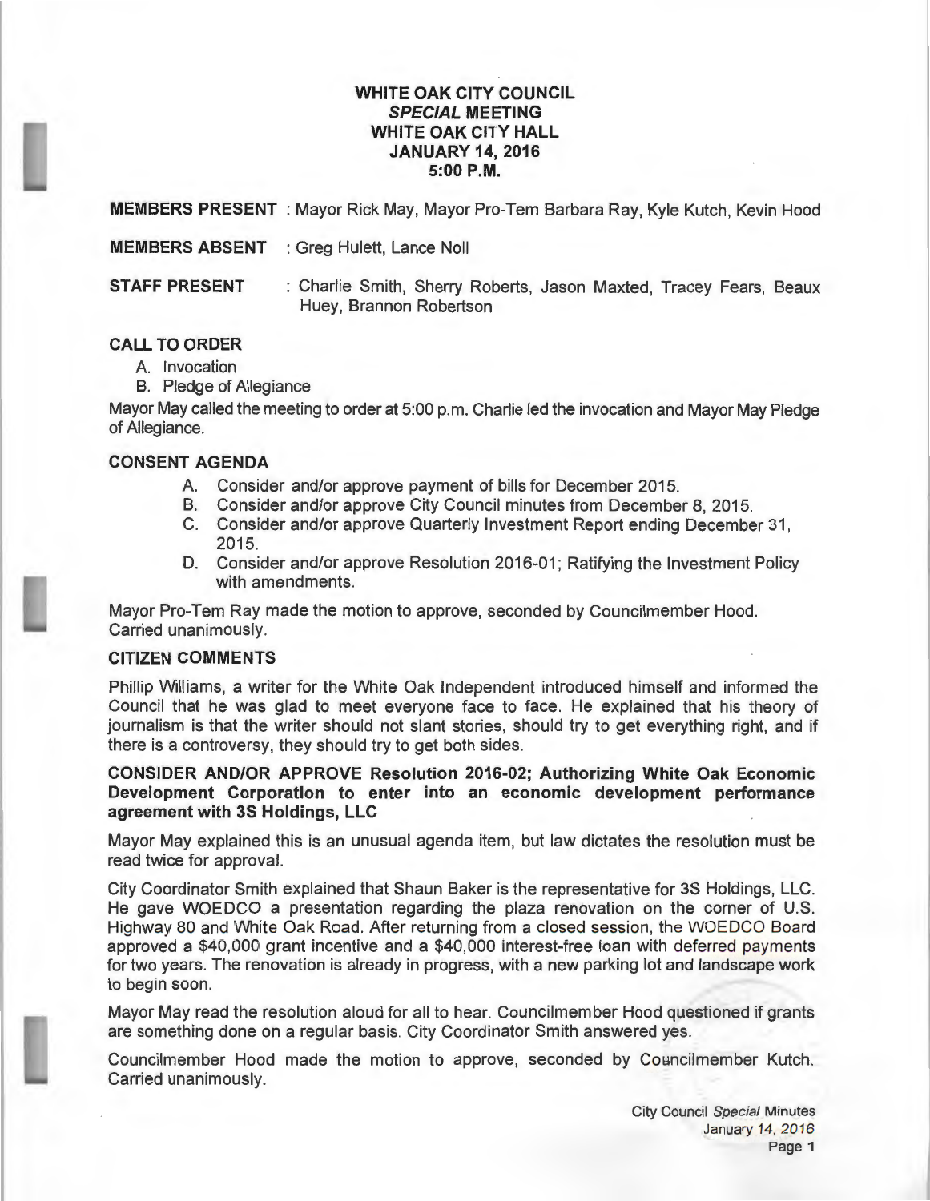# WHITE OAK CITY COUNCIL
## *SPECIAL* MEETING
## WHITE OAK CITY HALL
## JANUARY 14, 2016
## 5:00 P.M.

**MEMBERS PRESENT** : Mayor Rick May, Mayor Pro-Tem Barbara Ray, Kyle Kutch, Kevin Hood

**MEMBERS ABSENT** : Greg Hulett, Lance Noll

**STAFF PRESENT** : Charlie Smith, Sherry Roberts, Jason Maxted, Tracey Fears, Beaux Huey, Brannon Robertson

### CALL TO ORDER

A. Invocation
B. Pledge of Allegiance

Mayor May called the meeting to order at 5:00 p.m. Charlie led the invocation and Mayor May Pledge of Allegiance.

### CONSENT AGENDA

A. Consider and/or approve payment of bills for December 2015.
B. Consider and/or approve City Council minutes from December 8, 2015.
C. Consider and/or approve Quarterly Investment Report ending December 31, 2015.
D. Consider and/or approve Resolution 2016-01; Ratifying the Investment Policy with amendments.

Mayor Pro-Tem Ray made the motion to approve, seconded by Councilmember Hood. Carried unanimously.

### CITIZEN COMMENTS

Phillip Williams, a writer for the White Oak Independent introduced himself and informed the Council that he was glad to meet everyone face to face. He explained that his theory of journalism is that the writer should not slant stories, should try to get everything right, and if there is a controversy, they should try to get both sides.

### CONSIDER AND/OR APPROVE Resolution 2016-02; Authorizing White Oak Economic Development Corporation to enter into an economic development performance agreement with 3S Holdings, LLC

Mayor May explained this is an unusual agenda item, but law dictates the resolution must be read twice for approval.

City Coordinator Smith explained that Shaun Baker is the representative for 3S Holdings, LLC. He gave WOEDCO a presentation regarding the plaza renovation on the corner of U.S. Highway 80 and White Oak Road. After returning from a closed session, the WOEDCO Board approved a $40,000 grant incentive and a $40,000 interest-free loan with deferred payments for two years. The renovation is already in progress, with a new parking lot and landscape work to begin soon.

Mayor May read the resolution aloud for all to hear. Councilmember Hood questioned if grants are something done on a regular basis. City Coordinator Smith answered yes.

Councilmember Hood made the motion to approve, seconded by Councilmember Kutch. Carried unanimously.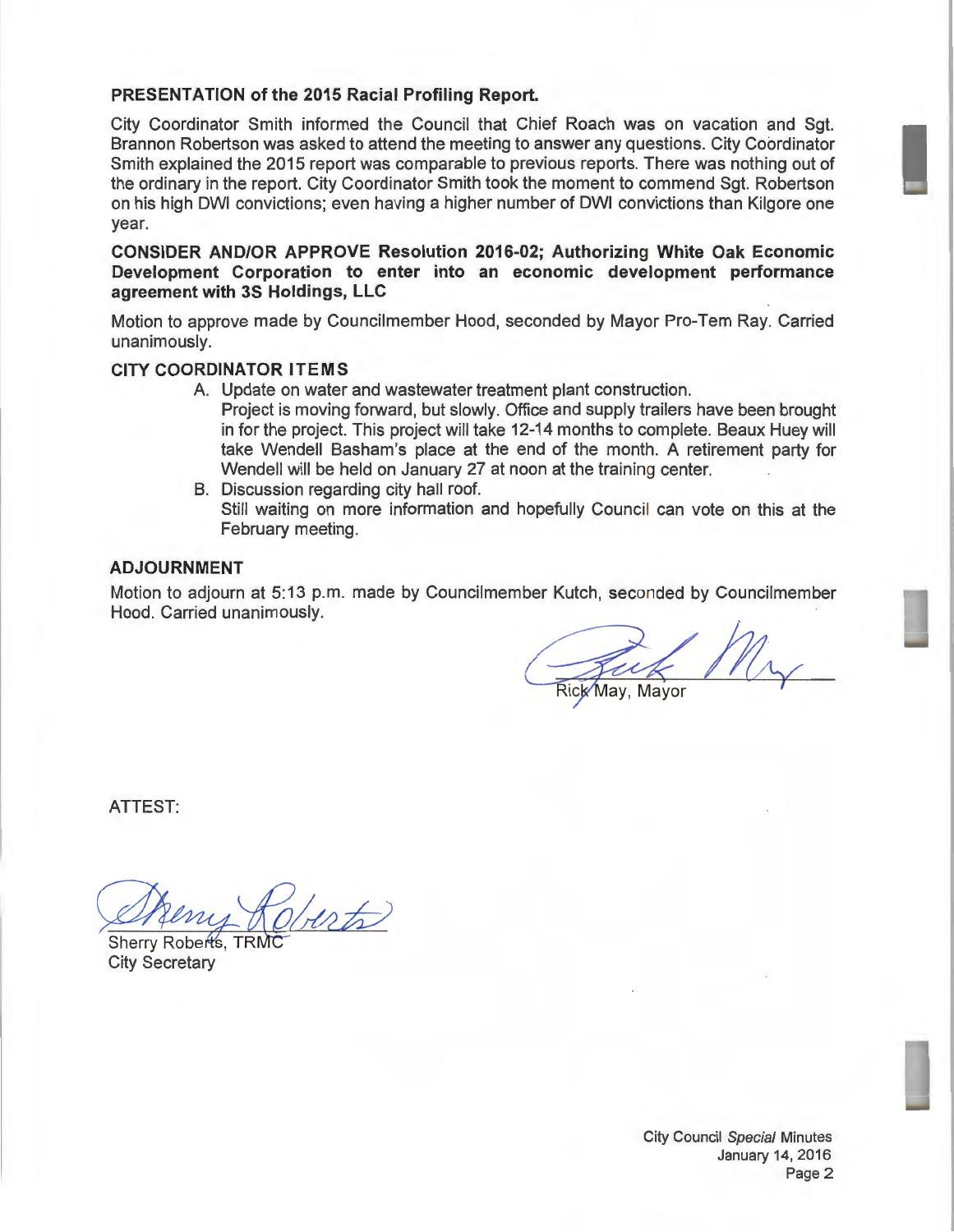**PRESENTATION of the 2015 Racial Profiling Report.**

City Coordinator Smith informed the Council that Chief Roach was on vacation and Sgt. Brannon Robertson was asked to attend the meeting to answer any questions. City Coordinator Smith explained the 2015 report was comparable to previous reports. There was nothing out of the ordinary in the report. City Coordinator Smith took the moment to commend Sgt. Robertson on his high DWI convictions; even having a higher number of DWI convictions than Kilgore one year.

**CONSIDER AND/OR APPROVE Resolution 2016-02; Authorizing White Oak Economic Development Corporation to enter into an economic development performance agreement with 3S Holdings, LLC**

Motion to approve made by Councilmember Hood, seconded by Mayor Pro-Tem Ray. Carried unanimously.

**CITY COORDINATOR ITEMS**

A. Update on water and wastewater treatment plant construction.
   Project is moving forward, but slowly. Office and supply trailers have been brought in for the project. This project will take 12-14 months to complete. Beaux Huey will take Wendell Basham's place at the end of the month. A retirement party for Wendell will be held on January 27 at noon at the training center.
B. Discussion regarding city hall roof.
   Still waiting on more information and hopefully Council can vote on this at the February meeting.

**ADJOURNMENT**

Motion to adjourn at 5:13 p.m. made by Councilmember Kutch, seconded by Councilmember Hood. Carried unanimously.

Rick May, Mayor

ATTEST:

Sherry Roberts, TRMC
City Secretary